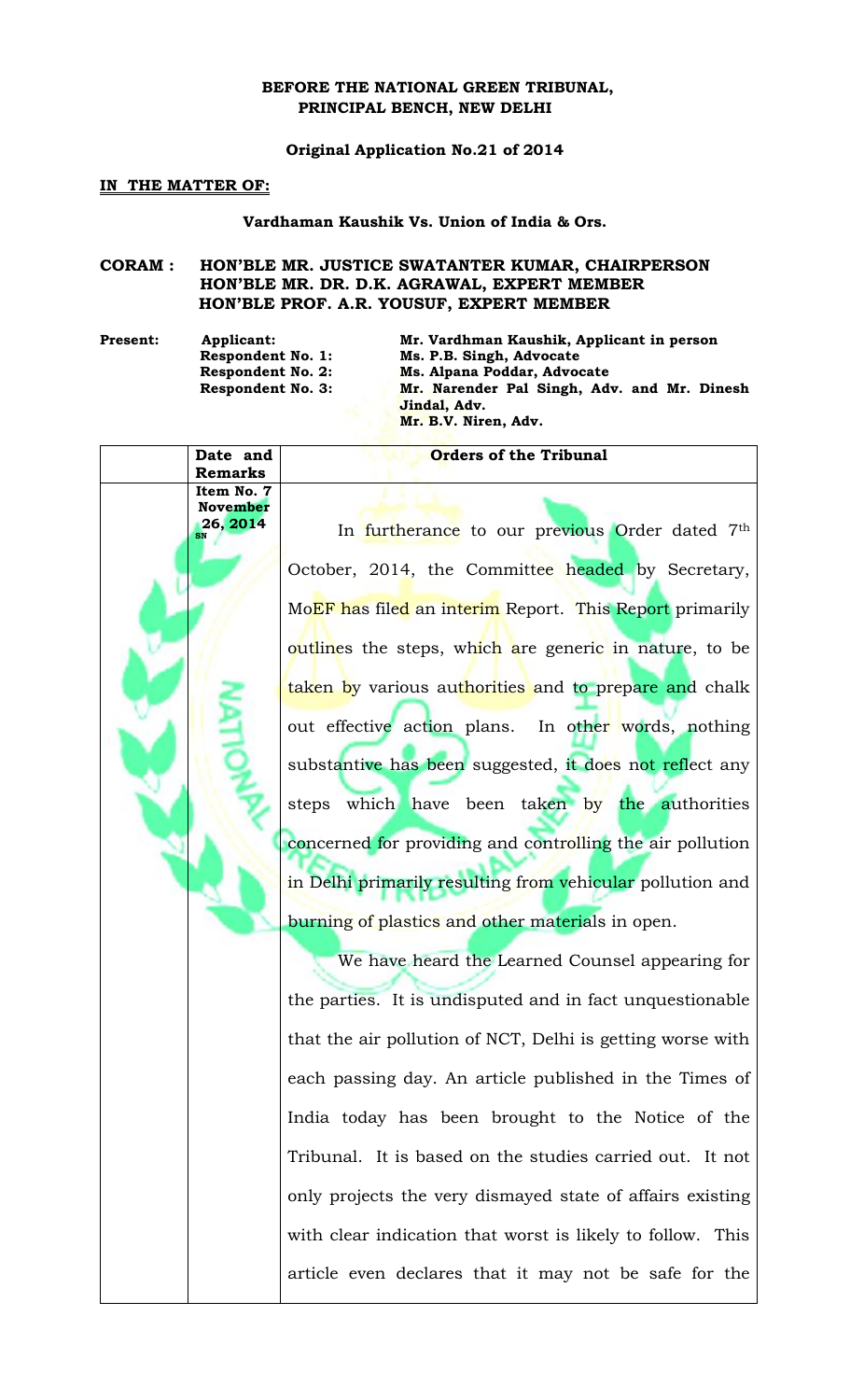**BEFORE THE NATIONAL GREEN TRIBUNAL,**
**PRINCIPAL BENCH, NEW DELHI**

**Original Application No.21 of 2014**

**IN THE MATTER OF:**

**Vardhaman Kaushik Vs. Union of India & Ors.**

**CORAM : HON'BLE MR. JUSTICE SWATANTER KUMAR, CHAIRPERSON**
**HON'BLE MR. DR. D.K. AGRAWAL, EXPERT MEMBER**
**HON'BLE PROF. A.R. YOUSUF, EXPERT MEMBER**

| **Present:** | **Applicant:** | Mr. Vardhman Kaushik, Applicant in person |
|---|---|---|
| | **Respondent No. 1:** | Ms. P.B. Singh, Advocate |
| | **Respondent No. 2:** | Ms. Alpana Poddar, Advocate |
| | **Respondent No. 3:** | Mr. Narender Pal Singh, Adv. and Mr. Dinesh Jindal, Adv. Mr. B.V. Niren, Adv. |

| | **Date and Remarks** | **Orders of the Tribunal** |
|---|---|---|
| | **Item No. 7 November 26, 2014** SN | In furtherance to our previous Order dated 7th October, 2014, the Committee headed by Secretary, MoEF has filed an interim Report. This Report primarily outlines the steps, which are generic in nature, to be taken by various authorities and to prepare and chalk out effective action plans. In other words, nothing substantive has been suggested, it does not reflect any steps which have been taken by the authorities concerned for providing and controlling the air pollution in Delhi primarily resulting from vehicular pollution and burning of plastics and other materials in open.<br><br>We have heard the Learned Counsel appearing for the parties. It is undisputed and in fact unquestionable that the air pollution of NCT, Delhi is getting worse with each passing day. An article published in the Times of India today has been brought to the Notice of the Tribunal. It is based on the studies carried out. It not only projects the very dismayed state of affairs existing with clear indication that worst is likely to follow. This article even declares that it may not be safe for the |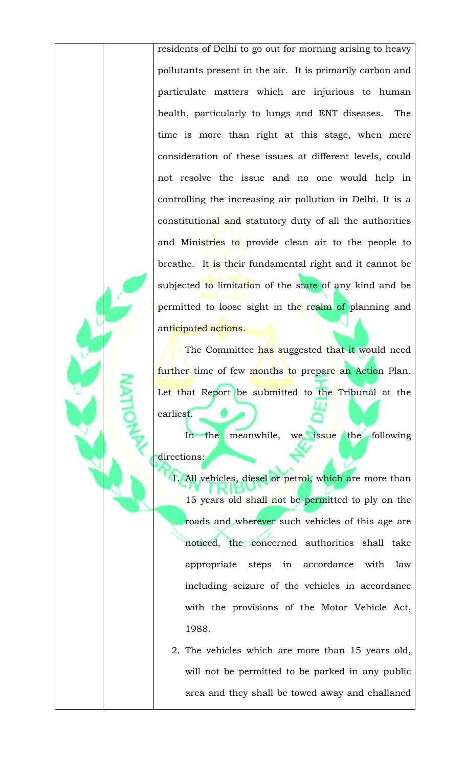residents of Delhi to go out for morning arising to heavy pollutants present in the air. It is primarily carbon and particulate matters which are injurious to human health, particularly to lungs and ENT diseases. The time is more than right at this stage, when mere consideration of these issues at different levels, could not resolve the issue and no one would help in controlling the increasing air pollution in Delhi. It is a constitutional and statutory duty of all the authorities and Ministries to provide clean air to the people to breathe. It is their fundamental right and it cannot be subjected to limitation of the state of any kind and be permitted to loose sight in the realm of planning and anticipated actions.

The Committee has suggested that it would need further time of few months to prepare an Action Plan. Let that Report be submitted to the Tribunal at the earliest.

In the meanwhile, we issue the following directions:

1. All vehicles, diesel or petrol, which are more than 15 years old shall not be permitted to ply on the roads and wherever such vehicles of this age are noticed, the concerned authorities shall take appropriate steps in accordance with law including seizure of the vehicles in accordance with the provisions of the Motor Vehicle Act, 1988.
2. The vehicles which are more than 15 years old, will not be permitted to be parked in any public area and they shall be towed away and challaned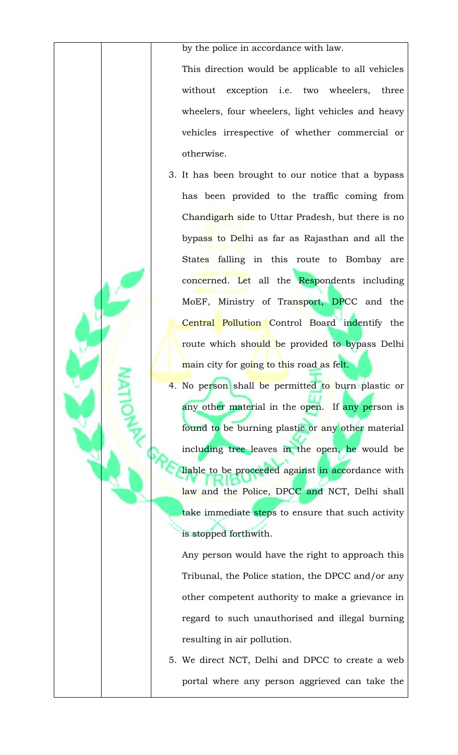by the police in accordance with law.

This direction would be applicable to all vehicles without exception i.e. two wheelers, three wheelers, four wheelers, light vehicles and heavy vehicles irrespective of whether commercial or otherwise.

3. It has been brought to our notice that a bypass has been provided to the traffic coming from Chandigarh side to Uttar Pradesh, but there is no bypass to Delhi as far as Rajasthan and all the States falling in this route to Bombay are concerned. Let all the Respondents including MoEF, Ministry of Transport, DPCC and the Central Pollution Control Board indentify the route which should be provided to bypass Delhi main city for going to this road as felt.

4. No person shall be permitted to burn plastic or any other material in the open. If any person is found to be burning plastic or any other material including tree leaves in the open, he would be liable to be proceeded against in accordance with law and the Police, DPCC and NCT, Delhi shall take immediate steps to ensure that such activity is stopped forthwith.

   Any person would have the right to approach this Tribunal, the Police station, the DPCC and/or any other competent authority to make a grievance in regard to such unauthorised and illegal burning resulting in air pollution.

5. We direct NCT, Delhi and DPCC to create a web portal where any person aggrieved can take the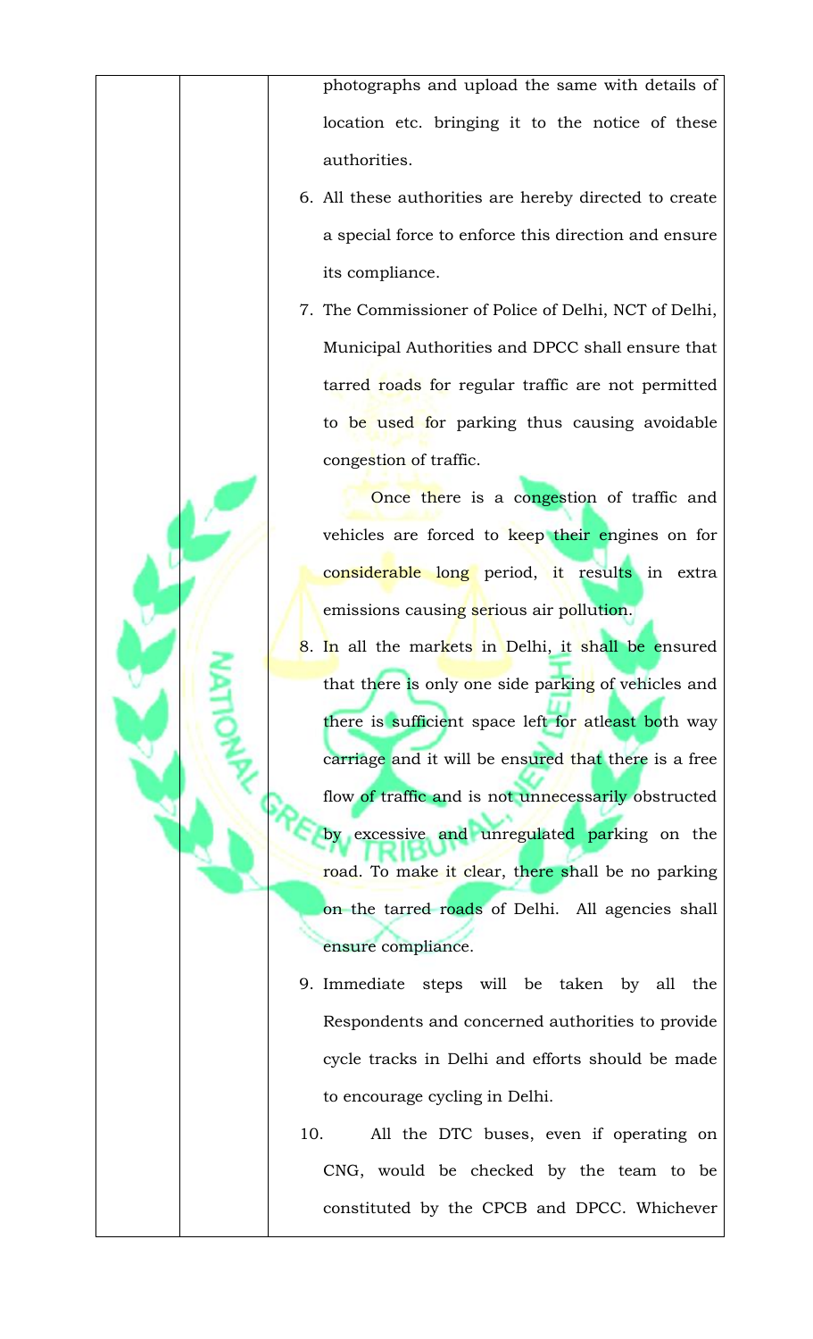photographs and upload the same with details of location etc. bringing it to the notice of these authorities.

6. All these authorities are hereby directed to create a special force to enforce this direction and ensure its compliance.

7. The Commissioner of Police of Delhi, NCT of Delhi, Municipal Authorities and DPCC shall ensure that tarred roads for regular traffic are not permitted to be used for parking thus causing avoidable congestion of traffic.

   Once there is a congestion of traffic and vehicles are forced to keep their engines on for considerable long period, it results in extra emissions causing serious air pollution.

8. In all the markets in Delhi, it shall be ensured that there is only one side parking of vehicles and there is sufficient space left for atleast both way carriage and it will be ensured that there is a free flow of traffic and is not unnecessarily obstructed by excessive and unregulated parking on the road. To make it clear, there shall be no parking on the tarred roads of Delhi. All agencies shall ensure compliance.

9. Immediate steps will be taken by all the Respondents and concerned authorities to provide cycle tracks in Delhi and efforts should be made to encourage cycling in Delhi.

10. All the DTC buses, even if operating on CNG, would be checked by the team to be constituted by the CPCB and DPCC. Whichever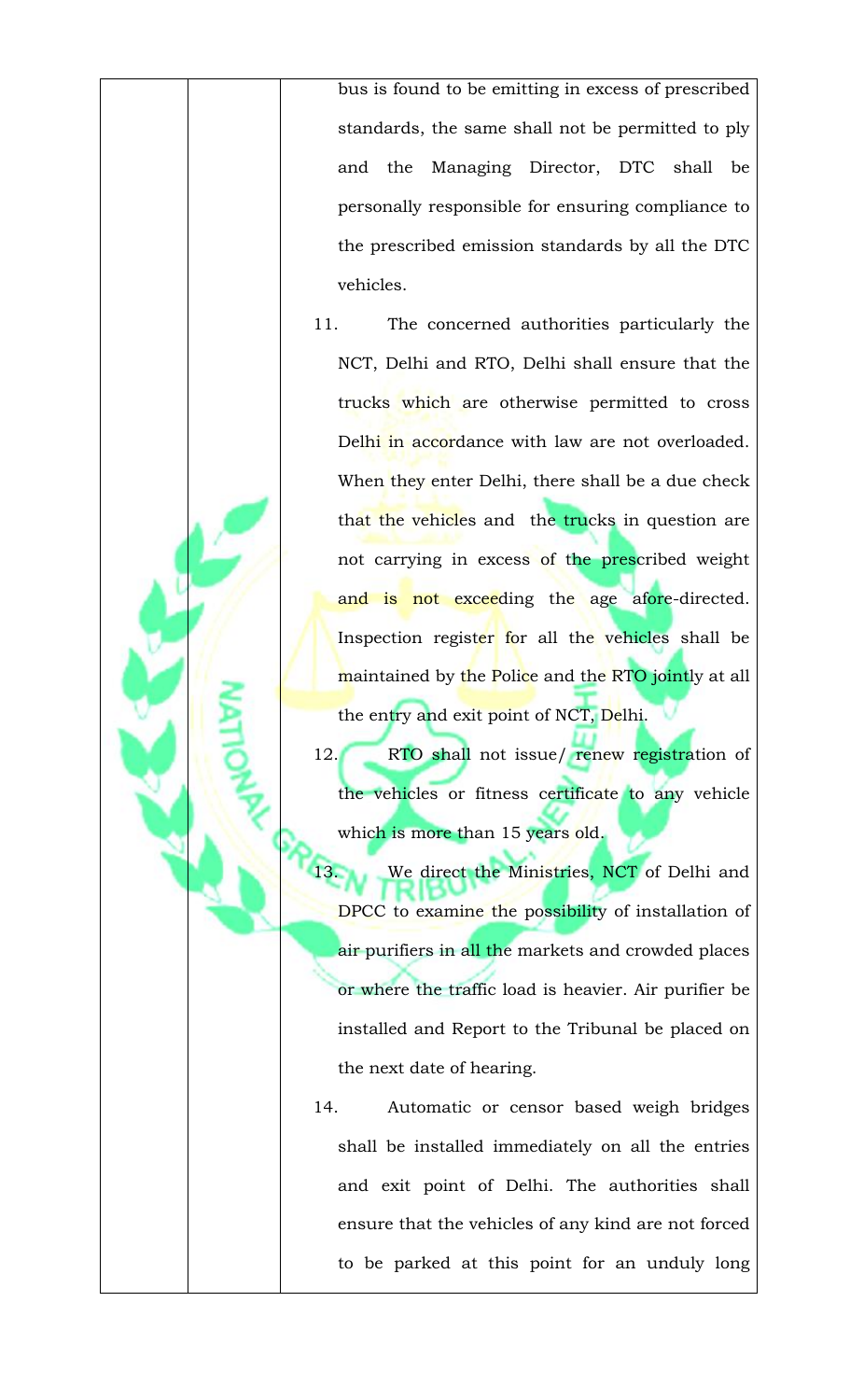bus is found to be emitting in excess of prescribed standards, the same shall not be permitted to ply and the Managing Director, DTC shall be personally responsible for ensuring compliance to the prescribed emission standards by all the DTC vehicles.

11. The concerned authorities particularly the NCT, Delhi and RTO, Delhi shall ensure that the trucks which are otherwise permitted to cross Delhi in accordance with law are not overloaded. When they enter Delhi, there shall be a due check that the vehicles and the trucks in question are not carrying in excess of the prescribed weight and is not exceeding the age afore-directed. Inspection register for all the vehicles shall be maintained by the Police and the RTO jointly at all the entry and exit point of NCT, Delhi.

12. RTO shall not issue/ renew registration of the vehicles or fitness certificate to any vehicle which is more than 15 years old.

13. We direct the Ministries, NCT of Delhi and DPCC to examine the possibility of installation of air purifiers in all the markets and crowded places or where the traffic load is heavier. Air purifier be installed and Report to the Tribunal be placed on the next date of hearing.

14. Automatic or censor based weigh bridges shall be installed immediately on all the entries and exit point of Delhi. The authorities shall ensure that the vehicles of any kind are not forced to be parked at this point for an unduly long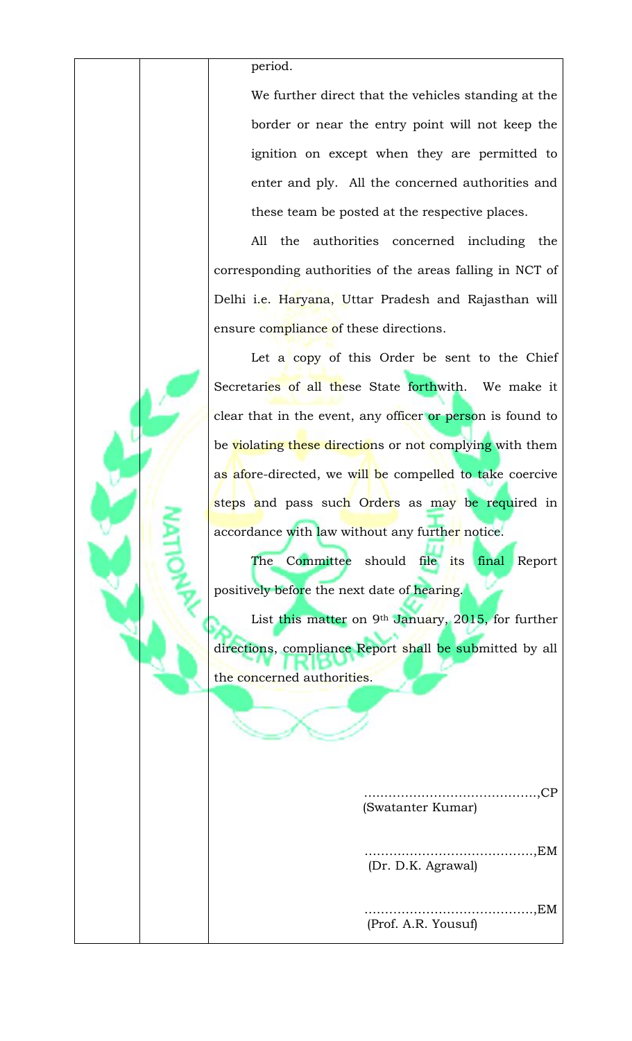period.

We further direct that the vehicles standing at the border or near the entry point will not keep the ignition on except when they are permitted to enter and ply. All the concerned authorities and these team be posted at the respective places.

All the authorities concerned including the corresponding authorities of the areas falling in NCT of Delhi i.e. Haryana, Uttar Pradesh and Rajasthan will ensure compliance of these directions.

Let a copy of this Order be sent to the Chief Secretaries of all these State forthwith. We make it clear that in the event, any officer or person is found to be violating these directions or not complying with them as afore-directed, we will be compelled to take coercive steps and pass such Orders as may be required in accordance with law without any further notice.

The Committee should file its final Report positively before the next date of hearing.

List this matter on 9th January, 2015, for further directions, compliance Report shall be submitted by all the concerned authorities.

……………………………………,CP
(Swatanter Kumar)

……………………………………,EM
(Dr. D.K. Agrawal)

……………………………………,EM
(Prof. A.R. Yousuf)